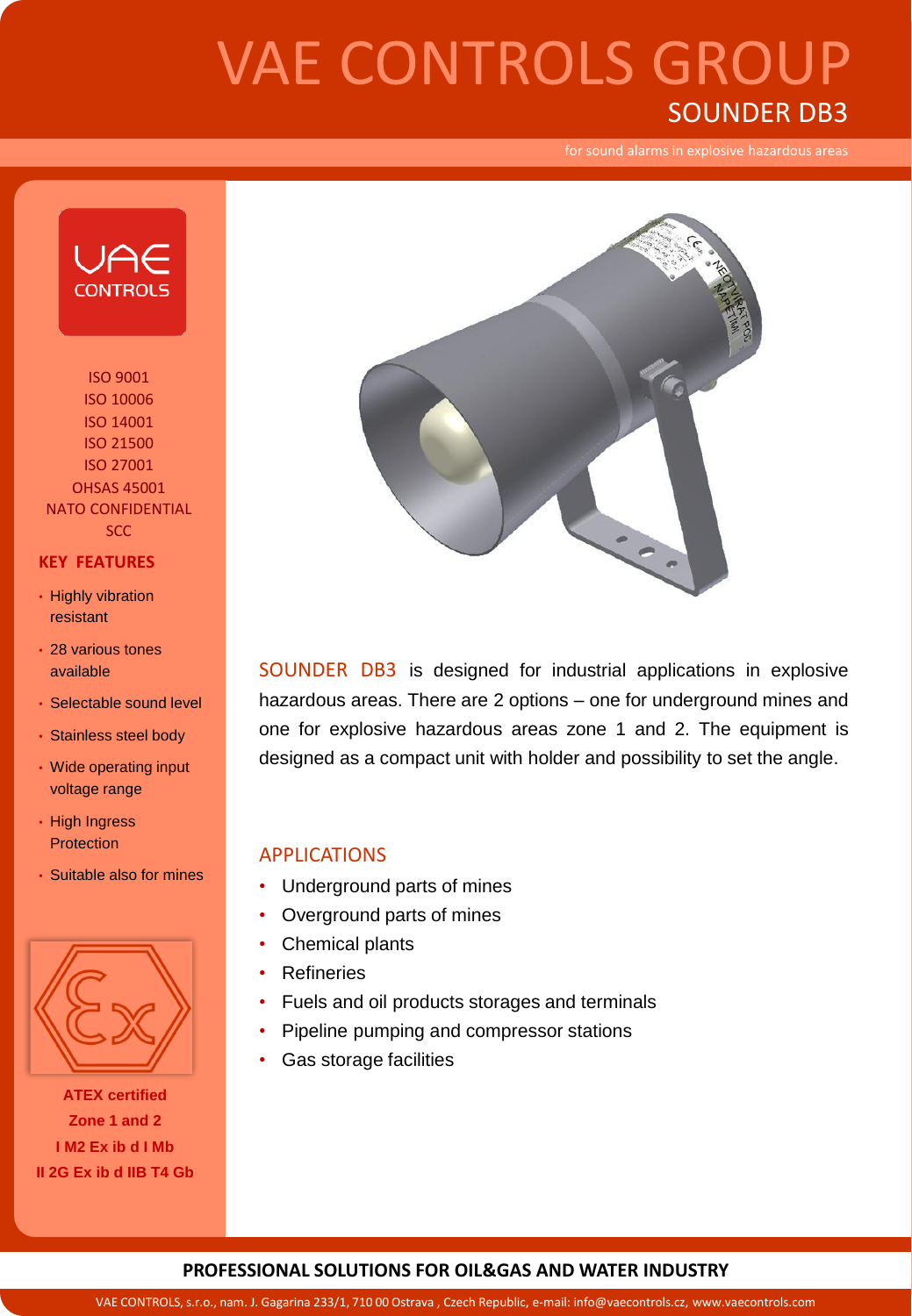# VAE CONTROLS GROUP

## SOUNDER DB3

for sound alarms in explosive hazardous areas

ISO 9001
ISO 10006
ISO 14001
ISO 21500
ISO 27001
OHSAS 45001
NATO CONFIDENTIAL
SCC

### KEY FEATURES

- Highly vibration resistant
- 28 various tones available
- Selectable sound level
- Stainless steel body
- Wide operating input voltage range
- High Ingress Protection
- Suitable also for mines

**ATEX certified**
**Zone 1 and 2**
**I M2 Ex ib d I Mb**
**II 2G Ex ib d IIB T4 Gb**

SOUNDER DB3 is designed for industrial applications in explosive hazardous areas. There are 2 options – one for underground mines and one for explosive hazardous areas zone 1 and 2. The equipment is designed as a compact unit with holder and possibility to set the angle.

### APPLICATIONS

- Underground parts of mines
- Overground parts of mines
- Chemical plants
- Refineries
- Fuels and oil products storages and terminals
- Pipeline pumping and compressor stations
- Gas storage facilities

**PROFESSIONAL SOLUTIONS FOR OIL&GAS AND WATER INDUSTRY**

VAE CONTROLS, s.r.o., nam. J. Gagarina 233/1, 710 00 Ostrava , Czech Republic, e-mail: info@vaecontrols.cz, www.vaecontrols.com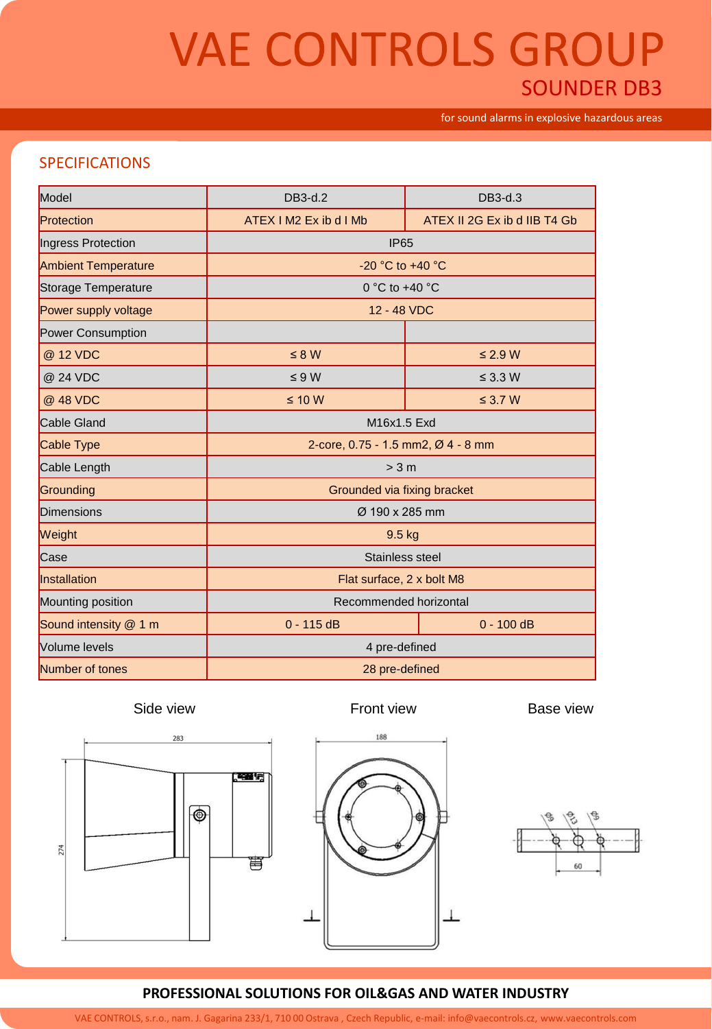# VAE CONTROLS GROUP

## SOUNDER DB3

for sound alarms in explosive hazardous areas

## SPECIFICATIONS

| | | |
|---|---|---|
| Model | DB3-d.2 | DB3-d.3 |
| Protection | ATEX I M2 Ex ib d I Mb | ATEX II 2G Ex ib d IIB T4 Gb |
| Ingress Protection | IP65 | |
| Ambient Temperature | -20 °C to +40 °C | |
| Storage Temperature | 0 °C to +40 °C | |
| Power supply voltage | 12 - 48 VDC | |
| Power Consumption | | |
| @ 12 VDC | ≤ 8 W | ≤ 2.9 W |
| @ 24 VDC | ≤ 9 W | ≤ 3.3 W |
| @ 48 VDC | ≤ 10 W | ≤ 3.7 W |
| Cable Gland | M16x1.5 Exd | |
| Cable Type | 2-core, 0.75 - 1.5 mm2, Ø 4 - 8 mm | |
| Cable Length | > 3 m | |
| Grounding | Grounded via fixing bracket | |
| Dimensions | Ø 190 x 285 mm | |
| Weight | 9.5 kg | |
| Case | Stainless steel | |
| Installation | Flat surface, 2 x bolt M8 | |
| Mounting position | Recommended horizontal | |
| Sound intensity @ 1 m | 0 - 115 dB | 0 - 100 dB |
| Volume levels | 4 pre-defined | |
| Number of tones | 28 pre-defined | |

Side view

283

274

Front view

188

Base view

Ø9 Ø13 Ø9

60

**PROFESSIONAL SOLUTIONS FOR OIL&GAS AND WATER INDUSTRY**

VAE CONTROLS, s.r.o., nam. J. Gagarina 233/1, 710 00 Ostrava , Czech Republic, e-mail: info@vaecontrols.cz, www.vaecontrols.com